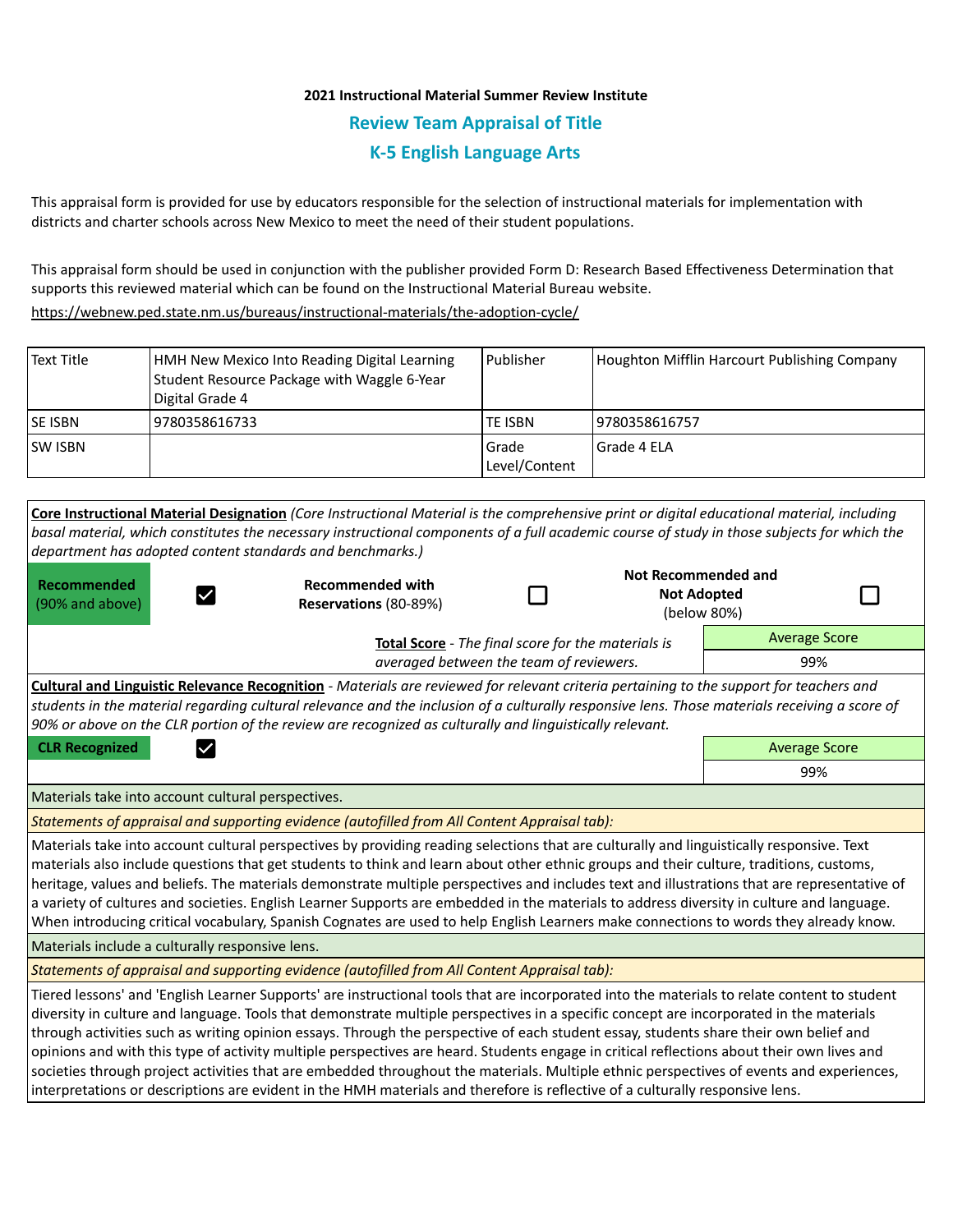**2021 Instructional Material Summer Review Institute**

## Review Team Appraisal of Title

## K-5 English Language Arts

This appraisal form is provided for use by educators responsible for the selection of instructional materials for implementation with districts and charter schools across New Mexico to meet the need of their student populations.

This appraisal form should be used in conjunction with the publisher provided Form D: Research Based Effectiveness Determination that supports this reviewed material which can be found on the Instructional Material Bureau website.

https://webnew.ped.state.nm.us/bureaus/instructional-materials/the-adoption-cycle/

| Text Title | HMH New Mexico Into Reading Digital Learning Student Resource Package with Waggle 6-Year Digital Grade 4 | Publisher | Houghton Mifflin Harcourt Publishing Company |
|---|---|---|---|
| SE ISBN | 9780358616733 | TE ISBN | 9780358616757 |
| SW ISBN | | Grade Level/Content | Grade 4 ELA |

**Core Instructional Material Designation** *(Core Instructional Material is the comprehensive print or digital educational material, including basal material, which constitutes the necessary instructional components of a full academic course of study in those subjects for which the department has adopted content standards and benchmarks.)*

| Designation | |
|---|---|
| **Recommended** (90% and above) | ☑ |
| **Recommended with Reservations** (80-89%) | ☐ |
| **Not Recommended and Not Adopted** (below 80%) | ☐ |

**Total Score** - *The final score for the materials is averaged between the team of reviewers.*

| Average Score |
|---|
| 99% |

**Cultural and Linguistic Relevance Recognition** - *Materials are reviewed for relevant criteria pertaining to the support for teachers and students in the material regarding cultural relevance and the inclusion of a culturally responsive lens. Those materials receiving a score of 90% or above on the CLR portion of the review are recognized as culturally and linguistically relevant.*

**CLR Recognized** ☑

| Average Score |
|---|
| 99% |

Materials take into account cultural perspectives.

*Statements of appraisal and supporting evidence (autofilled from All Content Appraisal tab):*

Materials take into account cultural perspectives by providing reading selections that are culturally and linguistically responsive. Text materials also include questions that get students to think and learn about other ethnic groups and their culture, traditions, customs, heritage, values and beliefs. The materials demonstrate multiple perspectives and includes text and illustrations that are representative of a variety of cultures and societies. English Learner Supports are embedded in the materials to address diversity in culture and language. When introducing critical vocabulary, Spanish Cognates are used to help English Learners make connections to words they already know.

Materials include a culturally responsive lens.

*Statements of appraisal and supporting evidence (autofilled from All Content Appraisal tab):*

Tiered lessons' and 'English Learner Supports' are instructional tools that are incorporated into the materials to relate content to student diversity in culture and language. Tools that demonstrate multiple perspectives in a specific concept are incorporated in the materials through activities such as writing opinion essays. Through the perspective of each student essay, students share their own belief and opinions and with this type of activity multiple perspectives are heard. Students engage in critical reflections about their own lives and societies through project activities that are embedded throughout the materials. Multiple ethnic perspectives of events and experiences, interpretations or descriptions are evident in the HMH materials and therefore is reflective of a culturally responsive lens.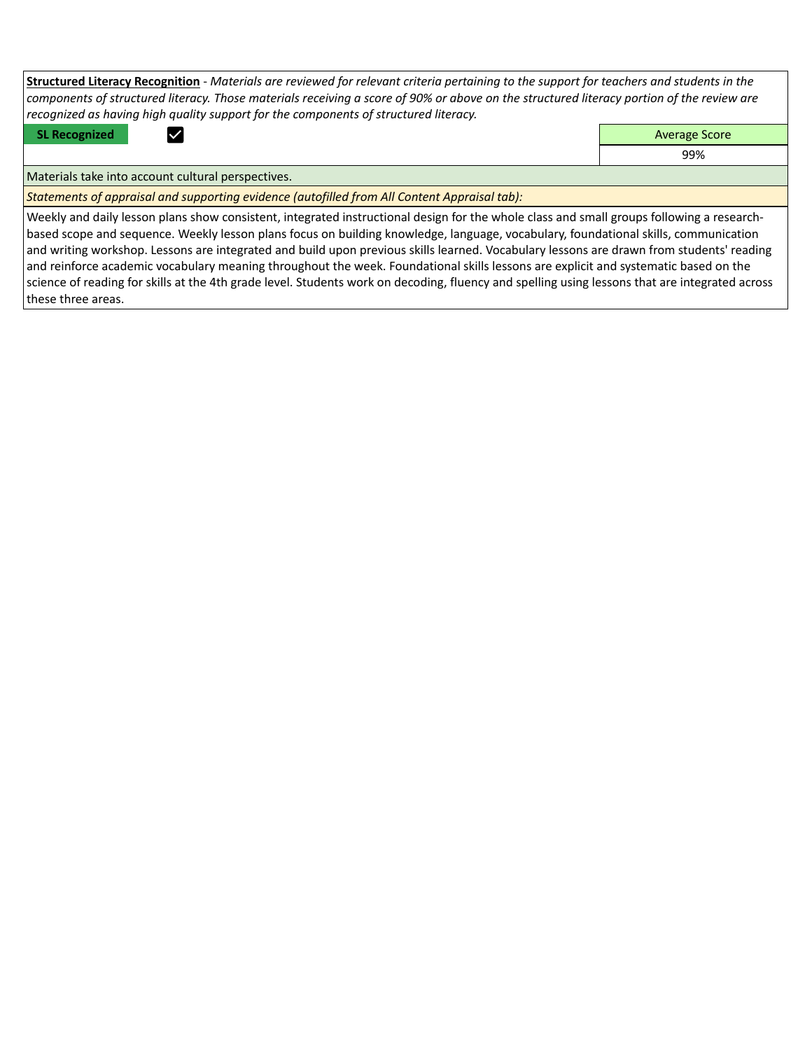**Structured Literacy Recognition** - *Materials are reviewed for relevant criteria pertaining to the support for teachers and students in the components of structured literacy. Those materials receiving a score of 90% or above on the structured literacy portion of the review are recognized as having high quality support for the components of structured literacy.*

| SL Recognized | ☑ | Average Score |
| --- | --- | --- |
| | | 99% |

Materials take into account cultural perspectives.

*Statements of appraisal and supporting evidence (autofilled from All Content Appraisal tab):*

Weekly and daily lesson plans show consistent, integrated instructional design for the whole class and small groups following a research-based scope and sequence. Weekly lesson plans focus on building knowledge, language, vocabulary, foundational skills, communication and writing workshop. Lessons are integrated and build upon previous skills learned. Vocabulary lessons are drawn from students' reading and reinforce academic vocabulary meaning throughout the week. Foundational skills lessons are explicit and systematic based on the science of reading for skills at the 4th grade level. Students work on decoding, fluency and spelling using lessons that are integrated across these three areas.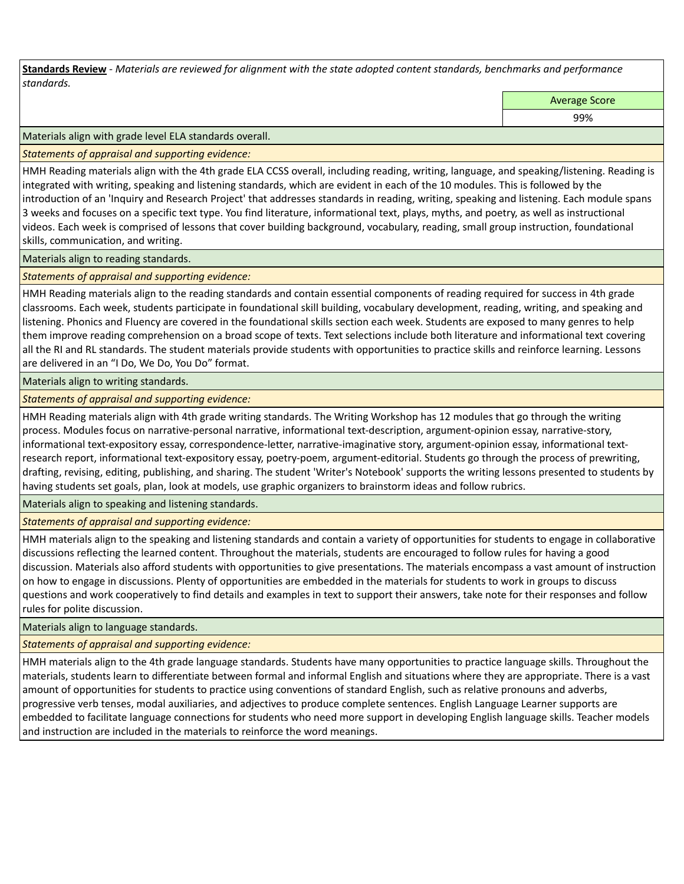**Standards Review** - *Materials are reviewed for alignment with the state adopted content standards, benchmarks and performance standards.*

| | Average Score |
|---|---|
| | 99% |

Materials align with grade level ELA standards overall.

*Statements of appraisal and supporting evidence:*

HMH Reading materials align with the 4th grade ELA CCSS overall, including reading, writing, language, and speaking/listening. Reading is integrated with writing, speaking and listening standards, which are evident in each of the 10 modules. This is followed by the introduction of an 'Inquiry and Research Project' that addresses standards in reading, writing, speaking and listening. Each module spans 3 weeks and focuses on a specific text type. You find literature, informational text, plays, myths, and poetry, as well as instructional videos. Each week is comprised of lessons that cover building background, vocabulary, reading, small group instruction, foundational skills, communication, and writing.

Materials align to reading standards.

*Statements of appraisal and supporting evidence:*

HMH Reading materials align to the reading standards and contain essential components of reading required for success in 4th grade classrooms. Each week, students participate in foundational skill building, vocabulary development, reading, writing, and speaking and listening. Phonics and Fluency are covered in the foundational skills section each week. Students are exposed to many genres to help them improve reading comprehension on a broad scope of texts. Text selections include both literature and informational text covering all the RI and RL standards. The student materials provide students with opportunities to practice skills and reinforce learning. Lessons are delivered in an "I Do, We Do, You Do" format.

Materials align to writing standards.

*Statements of appraisal and supporting evidence:*

HMH Reading materials align with 4th grade writing standards. The Writing Workshop has 12 modules that go through the writing process. Modules focus on narrative-personal narrative, informational text-description, argument-opinion essay, narrative-story, informational text-expository essay, correspondence-letter, narrative-imaginative story, argument-opinion essay, informational text-research report, informational text-expository essay, poetry-poem, argument-editorial. Students go through the process of prewriting, drafting, revising, editing, publishing, and sharing. The student 'Writer's Notebook' supports the writing lessons presented to students by having students set goals, plan, look at models, use graphic organizers to brainstorm ideas and follow rubrics.

Materials align to speaking and listening standards.

*Statements of appraisal and supporting evidence:*

HMH materials align to the speaking and listening standards and contain a variety of opportunities for students to engage in collaborative discussions reflecting the learned content. Throughout the materials, students are encouraged to follow rules for having a good discussion. Materials also afford students with opportunities to give presentations. The materials encompass a vast amount of instruction on how to engage in discussions. Plenty of opportunities are embedded in the materials for students to work in groups to discuss questions and work cooperatively to find details and examples in text to support their answers, take note for their responses and follow rules for polite discussion.

Materials align to language standards.

*Statements of appraisal and supporting evidence:*

HMH materials align to the 4th grade language standards. Students have many opportunities to practice language skills. Throughout the materials, students learn to differentiate between formal and informal English and situations where they are appropriate. There is a vast amount of opportunities for students to practice using conventions of standard English, such as relative pronouns and adverbs, progressive verb tenses, modal auxiliaries, and adjectives to produce complete sentences. English Language Learner supports are embedded to facilitate language connections for students who need more support in developing English language skills. Teacher models and instruction are included in the materials to reinforce the word meanings.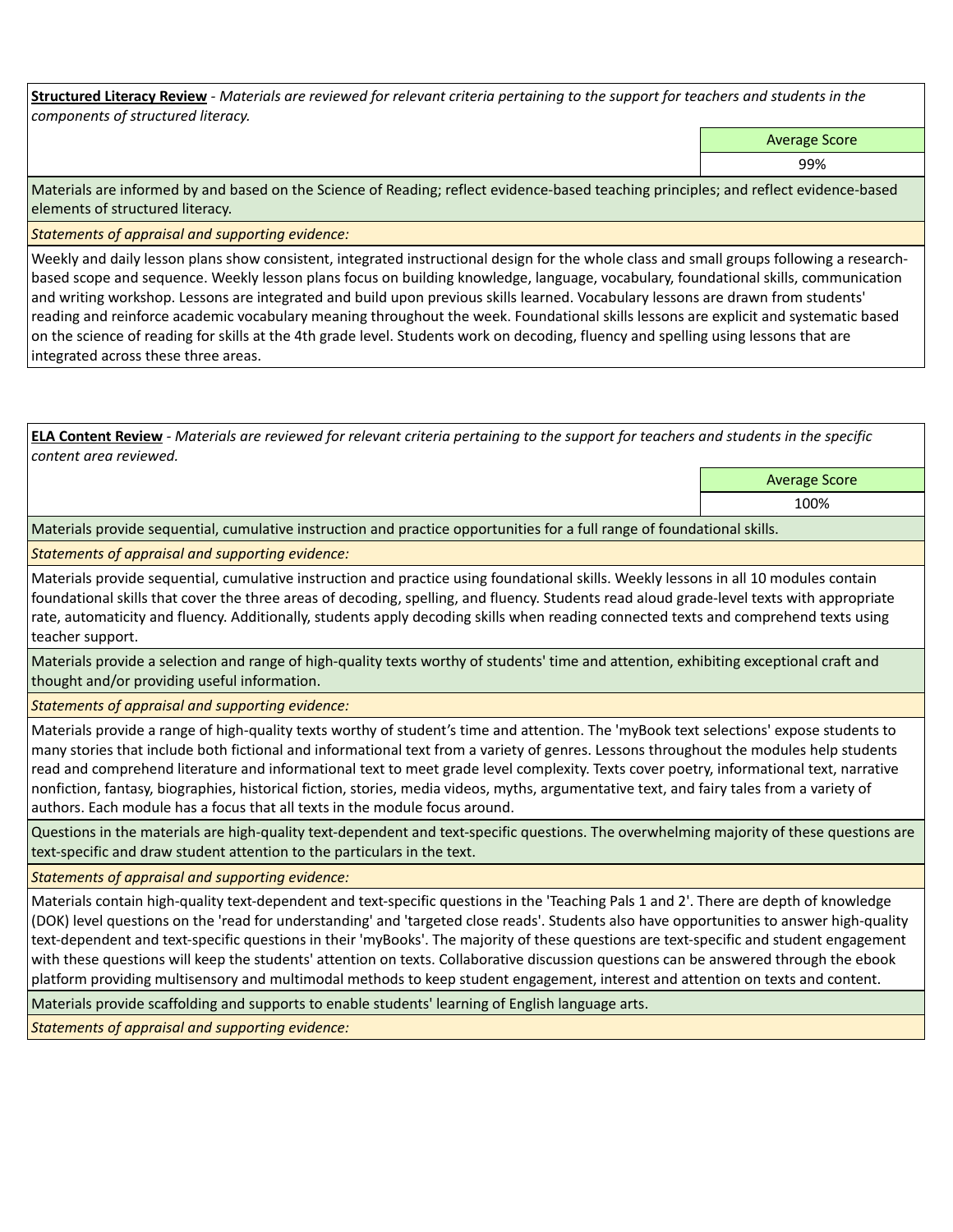**Structured Literacy Review** - *Materials are reviewed for relevant criteria pertaining to the support for teachers and students in the components of structured literacy.*

| Average Score |
|---|
| 99% |

Materials are informed by and based on the Science of Reading; reflect evidence-based teaching principles; and reflect evidence-based elements of structured literacy.

*Statements of appraisal and supporting evidence:*

Weekly and daily lesson plans show consistent, integrated instructional design for the whole class and small groups following a research-based scope and sequence. Weekly lesson plans focus on building knowledge, language, vocabulary, foundational skills, communication and writing workshop. Lessons are integrated and build upon previous skills learned. Vocabulary lessons are drawn from students' reading and reinforce academic vocabulary meaning throughout the week. Foundational skills lessons are explicit and systematic based on the science of reading for skills at the 4th grade level. Students work on decoding, fluency and spelling using lessons that are integrated across these three areas.

**ELA Content Review** - *Materials are reviewed for relevant criteria pertaining to the support for teachers and students in the specific content area reviewed.*

| Average Score |
|---|
| 100% |

Materials provide sequential, cumulative instruction and practice opportunities for a full range of foundational skills.

*Statements of appraisal and supporting evidence:*

Materials provide sequential, cumulative instruction and practice using foundational skills. Weekly lessons in all 10 modules contain foundational skills that cover the three areas of decoding, spelling, and fluency. Students read aloud grade-level texts with appropriate rate, automaticity and fluency. Additionally, students apply decoding skills when reading connected texts and comprehend texts using teacher support.

Materials provide a selection and range of high-quality texts worthy of students' time and attention, exhibiting exceptional craft and thought and/or providing useful information.

*Statements of appraisal and supporting evidence:*

Materials provide a range of high-quality texts worthy of student's time and attention. The 'myBook text selections' expose students to many stories that include both fictional and informational text from a variety of genres. Lessons throughout the modules help students read and comprehend literature and informational text to meet grade level complexity. Texts cover poetry, informational text, narrative nonfiction, fantasy, biographies, historical fiction, stories, media videos, myths, argumentative text, and fairy tales from a variety of authors. Each module has a focus that all texts in the module focus around.

Questions in the materials are high-quality text-dependent and text-specific questions. The overwhelming majority of these questions are text-specific and draw student attention to the particulars in the text.

*Statements of appraisal and supporting evidence:*

Materials contain high-quality text-dependent and text-specific questions in the 'Teaching Pals 1 and 2'. There are depth of knowledge (DOK) level questions on the 'read for understanding' and 'targeted close reads'. Students also have opportunities to answer high-quality text-dependent and text-specific questions in their 'myBooks'. The majority of these questions are text-specific and student engagement with these questions will keep the students' attention on texts. Collaborative discussion questions can be answered through the ebook platform providing multisensory and multimodal methods to keep student engagement, interest and attention on texts and content.

Materials provide scaffolding and supports to enable students' learning of English language arts.

*Statements of appraisal and supporting evidence:*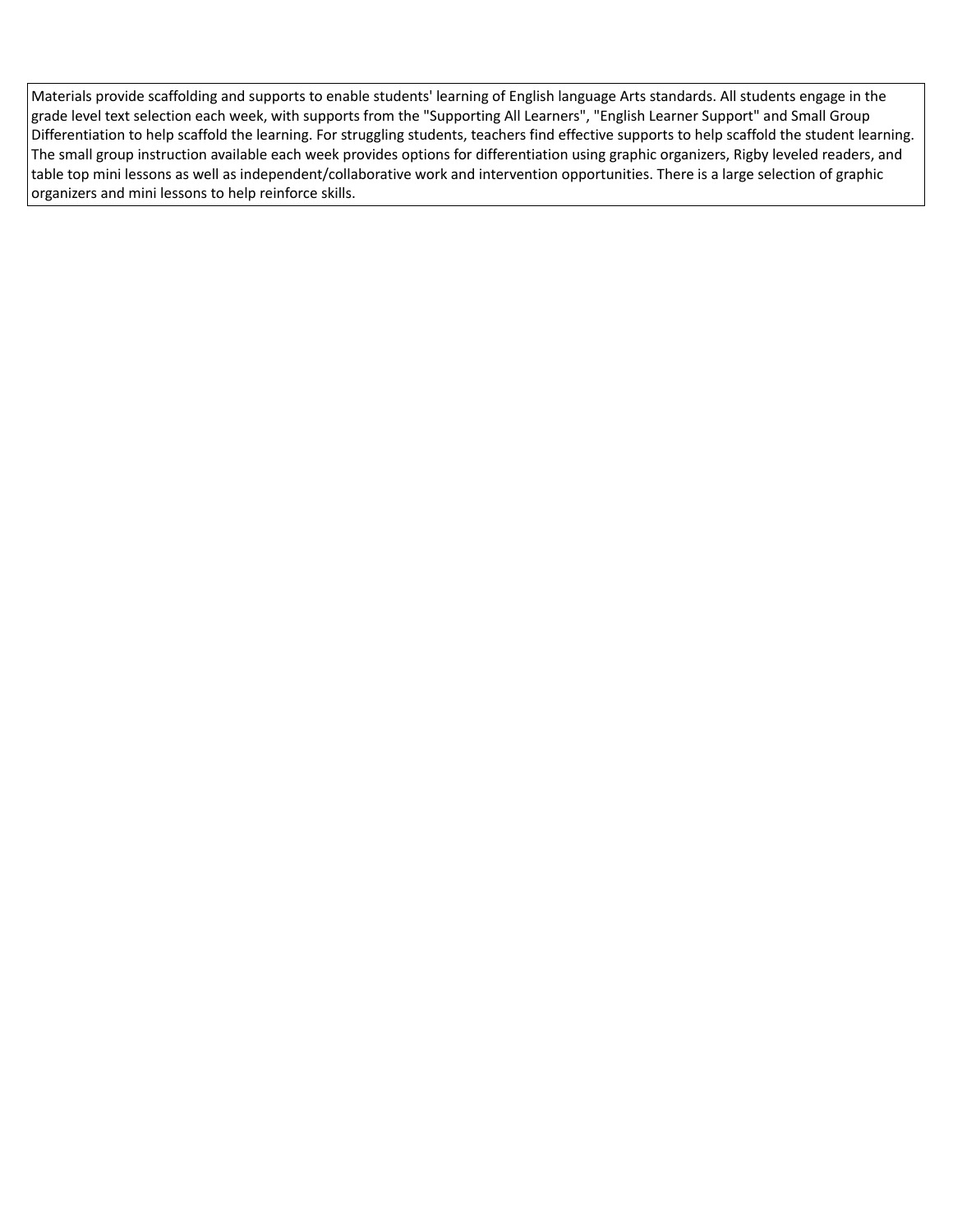Materials provide scaffolding and supports to enable students' learning of English language Arts standards. All students engage in the grade level text selection each week, with supports from the "Supporting All Learners", "English Learner Support" and Small Group Differentiation to help scaffold the learning. For struggling students, teachers find effective supports to help scaffold the student learning. The small group instruction available each week provides options for differentiation using graphic organizers, Rigby leveled readers, and table top mini lessons as well as independent/collaborative work and intervention opportunities. There is a large selection of graphic organizers and mini lessons to help reinforce skills.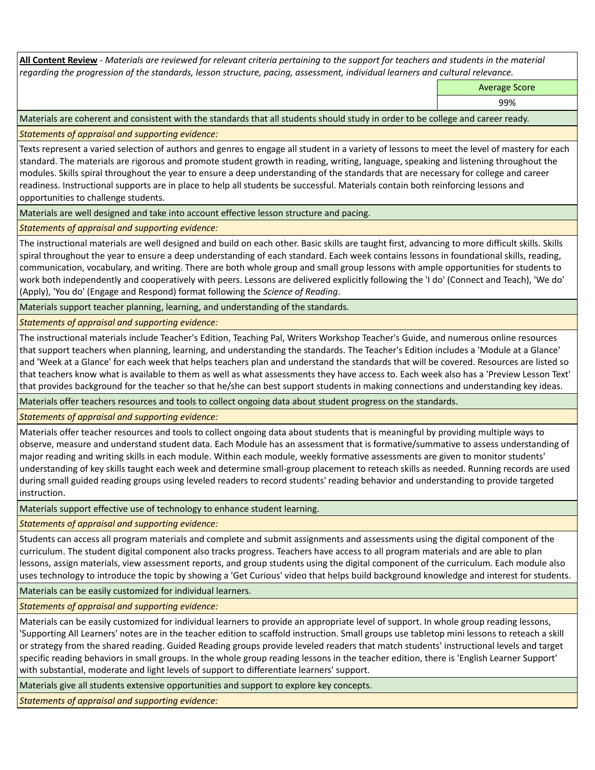**All Content Review** - *Materials are reviewed for relevant criteria pertaining to the support for teachers and students in the material regarding the progression of the standards, lesson structure, pacing, assessment, individual learners and cultural relevance.*

| Average Score |
|---|
| 99% |

Materials are coherent and consistent with the standards that all students should study in order to be college and career ready.

*Statements of appraisal and supporting evidence:*

Texts represent a varied selection of authors and genres to engage all student in a variety of lessons to meet the level of mastery for each standard. The materials are rigorous and promote student growth in reading, writing, language, speaking and listening throughout the modules. Skills spiral throughout the year to ensure a deep understanding of the standards that are necessary for college and career readiness. Instructional supports are in place to help all students be successful. Materials contain both reinforcing lessons and opportunities to challenge students.

Materials are well designed and take into account effective lesson structure and pacing.

*Statements of appraisal and supporting evidence:*

The instructional materials are well designed and build on each other. Basic skills are taught first, advancing to more difficult skills. Skills spiral throughout the year to ensure a deep understanding of each standard. Each week contains lessons in foundational skills, reading, communication, vocabulary, and writing. There are both whole group and small group lessons with ample opportunities for students to work both independently and cooperatively with peers. Lessons are delivered explicitly following the 'I do' (Connect and Teach), 'We do' (Apply), 'You do' (Engage and Respond) format following the *Science of Reading*.

Materials support teacher planning, learning, and understanding of the standards.

*Statements of appraisal and supporting evidence:*

The instructional materials include Teacher's Edition, Teaching Pal, Writers Workshop Teacher's Guide, and numerous online resources that support teachers when planning, learning, and understanding the standards. The Teacher's Edition includes a 'Module at a Glance' and 'Week at a Glance' for each week that helps teachers plan and understand the standards that will be covered. Resources are listed so that teachers know what is available to them as well as what assessments they have access to. Each week also has a 'Preview Lesson Text' that provides background for the teacher so that he/she can best support students in making connections and understanding key ideas.

Materials offer teachers resources and tools to collect ongoing data about student progress on the standards.

*Statements of appraisal and supporting evidence:*

Materials offer teacher resources and tools to collect ongoing data about students that is meaningful by providing multiple ways to observe, measure and understand student data. Each Module has an assessment that is formative/summative to assess understanding of major reading and writing skills in each module. Within each module, weekly formative assessments are given to monitor students' understanding of key skills taught each week and determine small-group placement to reteach skills as needed. Running records are used during small guided reading groups using leveled readers to record students' reading behavior and understanding to provide targeted instruction.

Materials support effective use of technology to enhance student learning.

*Statements of appraisal and supporting evidence:*

Students can access all program materials and complete and submit assignments and assessments using the digital component of the curriculum. The student digital component also tracks progress. Teachers have access to all program materials and are able to plan lessons, assign materials, view assessment reports, and group students using the digital component of the curriculum. Each module also uses technology to introduce the topic by showing a 'Get Curious' video that helps build background knowledge and interest for students.

Materials can be easily customized for individual learners.

*Statements of appraisal and supporting evidence:*

Materials can be easily customized for individual learners to provide an appropriate level of support. In whole group reading lessons, 'Supporting All Learners' notes are in the teacher edition to scaffold instruction. Small groups use tabletop mini lessons to reteach a skill or strategy from the shared reading. Guided Reading groups provide leveled readers that match students' instructional levels and target specific reading behaviors in small groups. In the whole group reading lessons in the teacher edition, there is 'English Learner Support' with substantial, moderate and light levels of support to differentiate learners' support.

Materials give all students extensive opportunities and support to explore key concepts.

*Statements of appraisal and supporting evidence:*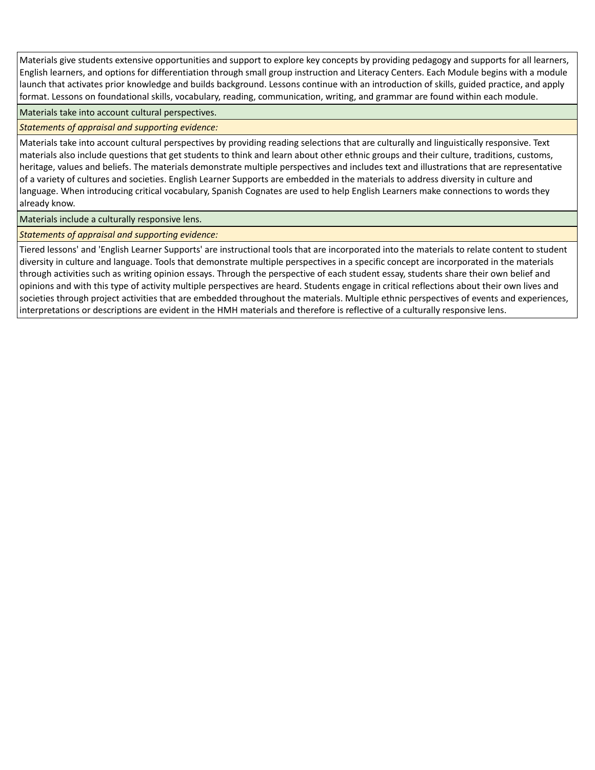Materials give students extensive opportunities and support to explore key concepts by providing pedagogy and supports for all learners, English learners, and options for differentiation through small group instruction and Literacy Centers. Each Module begins with a module launch that activates prior knowledge and builds background. Lessons continue with an introduction of skills, guided practice, and apply format. Lessons on foundational skills, vocabulary, reading, communication, writing, and grammar are found within each module.

Materials take into account cultural perspectives.

*Statements of appraisal and supporting evidence:*

Materials take into account cultural perspectives by providing reading selections that are culturally and linguistically responsive. Text materials also include questions that get students to think and learn about other ethnic groups and their culture, traditions, customs, heritage, values and beliefs. The materials demonstrate multiple perspectives and includes text and illustrations that are representative of a variety of cultures and societies. English Learner Supports are embedded in the materials to address diversity in culture and language. When introducing critical vocabulary, Spanish Cognates are used to help English Learners make connections to words they already know.

Materials include a culturally responsive lens.

*Statements of appraisal and supporting evidence:*

Tiered lessons' and 'English Learner Supports' are instructional tools that are incorporated into the materials to relate content to student diversity in culture and language. Tools that demonstrate multiple perspectives in a specific concept are incorporated in the materials through activities such as writing opinion essays. Through the perspective of each student essay, students share their own belief and opinions and with this type of activity multiple perspectives are heard. Students engage in critical reflections about their own lives and societies through project activities that are embedded throughout the materials. Multiple ethnic perspectives of events and experiences, interpretations or descriptions are evident in the HMH materials and therefore is reflective of a culturally responsive lens.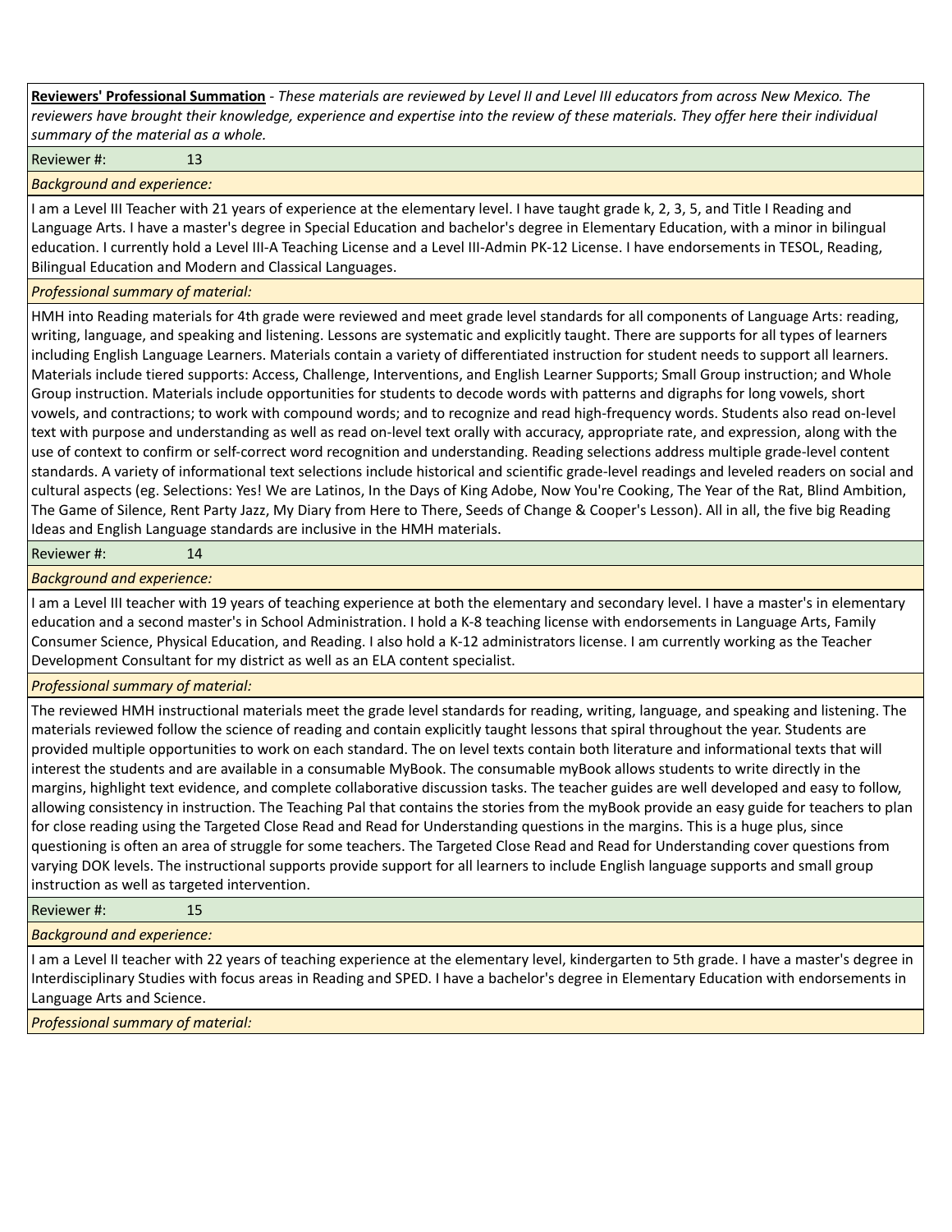**<u>Reviewers' Professional Summation</u>** - *These materials are reviewed by Level II and Level III educators from across New Mexico. The reviewers have brought their knowledge, experience and expertise into the review of these materials. They offer here their individual summary of the material as a whole.*

Reviewer #: 13

*Background and experience:*

I am a Level III Teacher with 21 years of experience at the elementary level. I have taught grade k, 2, 3, 5, and Title I Reading and Language Arts. I have a master's degree in Special Education and bachelor's degree in Elementary Education, with a minor in bilingual education. I currently hold a Level III-A Teaching License and a Level III-Admin PK-12 License. I have endorsements in TESOL, Reading, Bilingual Education and Modern and Classical Languages.

*Professional summary of material:*

HMH into Reading materials for 4th grade were reviewed and meet grade level standards for all components of Language Arts: reading, writing, language, and speaking and listening. Lessons are systematic and explicitly taught. There are supports for all types of learners including English Language Learners. Materials contain a variety of differentiated instruction for student needs to support all learners. Materials include tiered supports: Access, Challenge, Interventions, and English Learner Supports; Small Group instruction; and Whole Group instruction. Materials include opportunities for students to decode words with patterns and digraphs for long vowels, short vowels, and contractions; to work with compound words; and to recognize and read high-frequency words. Students also read on-level text with purpose and understanding as well as read on-level text orally with accuracy, appropriate rate, and expression, along with the use of context to confirm or self-correct word recognition and understanding. Reading selections address multiple grade-level content standards. A variety of informational text selections include historical and scientific grade-level readings and leveled readers on social and cultural aspects (eg. Selections: Yes! We are Latinos, In the Days of King Adobe, Now You're Cooking, The Year of the Rat, Blind Ambition, The Game of Silence, Rent Party Jazz, My Diary from Here to There, Seeds of Change & Cooper's Lesson). All in all, the five big Reading Ideas and English Language standards are inclusive in the HMH materials.

Reviewer #: 14

*Background and experience:*

I am a Level III teacher with 19 years of teaching experience at both the elementary and secondary level. I have a master's in elementary education and a second master's in School Administration. I hold a K-8 teaching license with endorsements in Language Arts, Family Consumer Science, Physical Education, and Reading. I also hold a K-12 administrators license. I am currently working as the Teacher Development Consultant for my district as well as an ELA content specialist.

*Professional summary of material:*

The reviewed HMH instructional materials meet the grade level standards for reading, writing, language, and speaking and listening. The materials reviewed follow the science of reading and contain explicitly taught lessons that spiral throughout the year. Students are provided multiple opportunities to work on each standard. The on level texts contain both literature and informational texts that will interest the students and are available in a consumable MyBook. The consumable myBook allows students to write directly in the margins, highlight text evidence, and complete collaborative discussion tasks. The teacher guides are well developed and easy to follow, allowing consistency in instruction. The Teaching Pal that contains the stories from the myBook provide an easy guide for teachers to plan for close reading using the Targeted Close Read and Read for Understanding questions in the margins. This is a huge plus, since questioning is often an area of struggle for some teachers. The Targeted Close Read and Read for Understanding cover questions from varying DOK levels. The instructional supports provide support for all learners to include English language supports and small group instruction as well as targeted intervention.

Reviewer #: 15

*Background and experience:*

I am a Level II teacher with 22 years of teaching experience at the elementary level, kindergarten to 5th grade. I have a master's degree in Interdisciplinary Studies with focus areas in Reading and SPED. I have a bachelor's degree in Elementary Education with endorsements in Language Arts and Science.

*Professional summary of material:*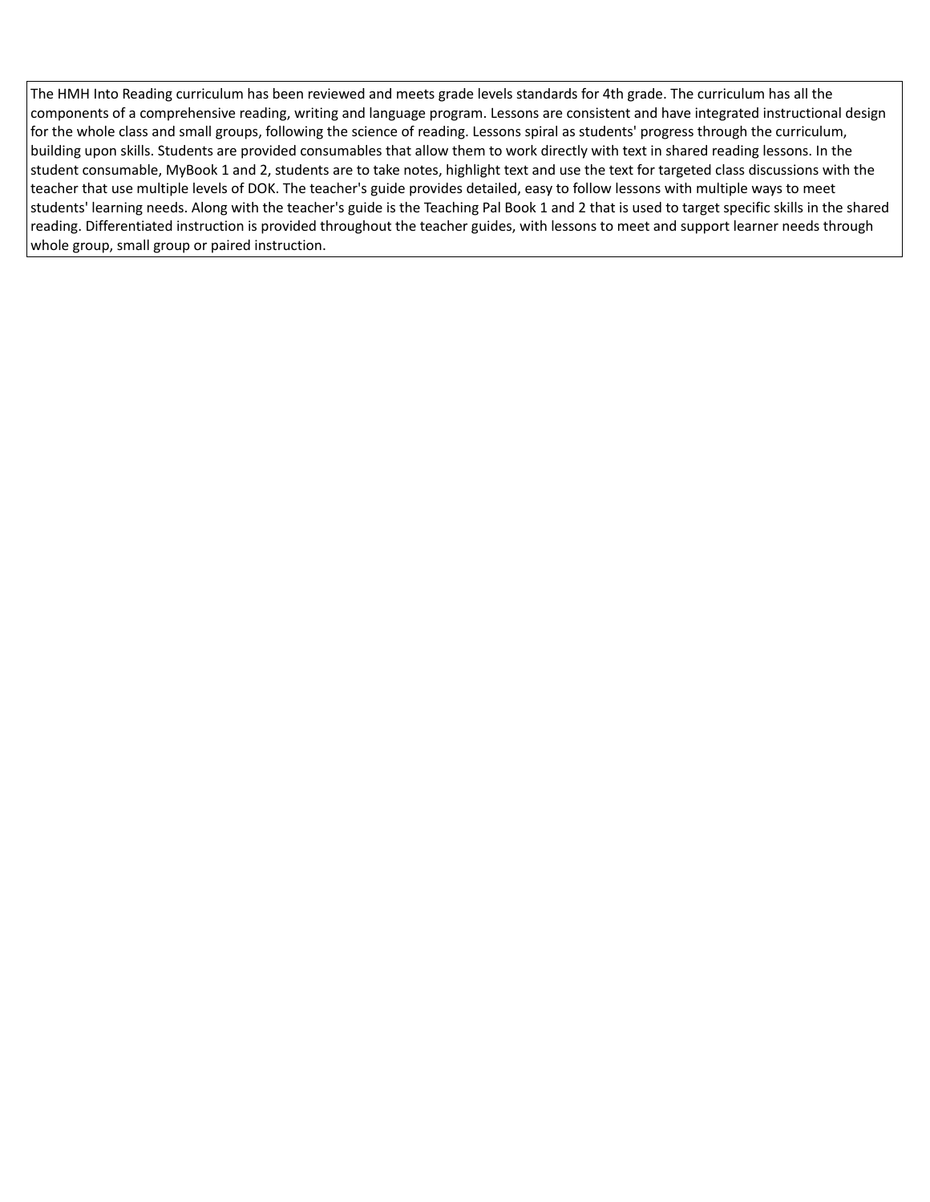The HMH Into Reading curriculum has been reviewed and meets grade levels standards for 4th grade. The curriculum has all the components of a comprehensive reading, writing and language program. Lessons are consistent and have integrated instructional design for the whole class and small groups, following the science of reading. Lessons spiral as students' progress through the curriculum, building upon skills. Students are provided consumables that allow them to work directly with text in shared reading lessons. In the student consumable, MyBook 1 and 2, students are to take notes, highlight text and use the text for targeted class discussions with the teacher that use multiple levels of DOK. The teacher's guide provides detailed, easy to follow lessons with multiple ways to meet students' learning needs. Along with the teacher's guide is the Teaching Pal Book 1 and 2 that is used to target specific skills in the shared reading. Differentiated instruction is provided throughout the teacher guides, with lessons to meet and support learner needs through whole group, small group or paired instruction.